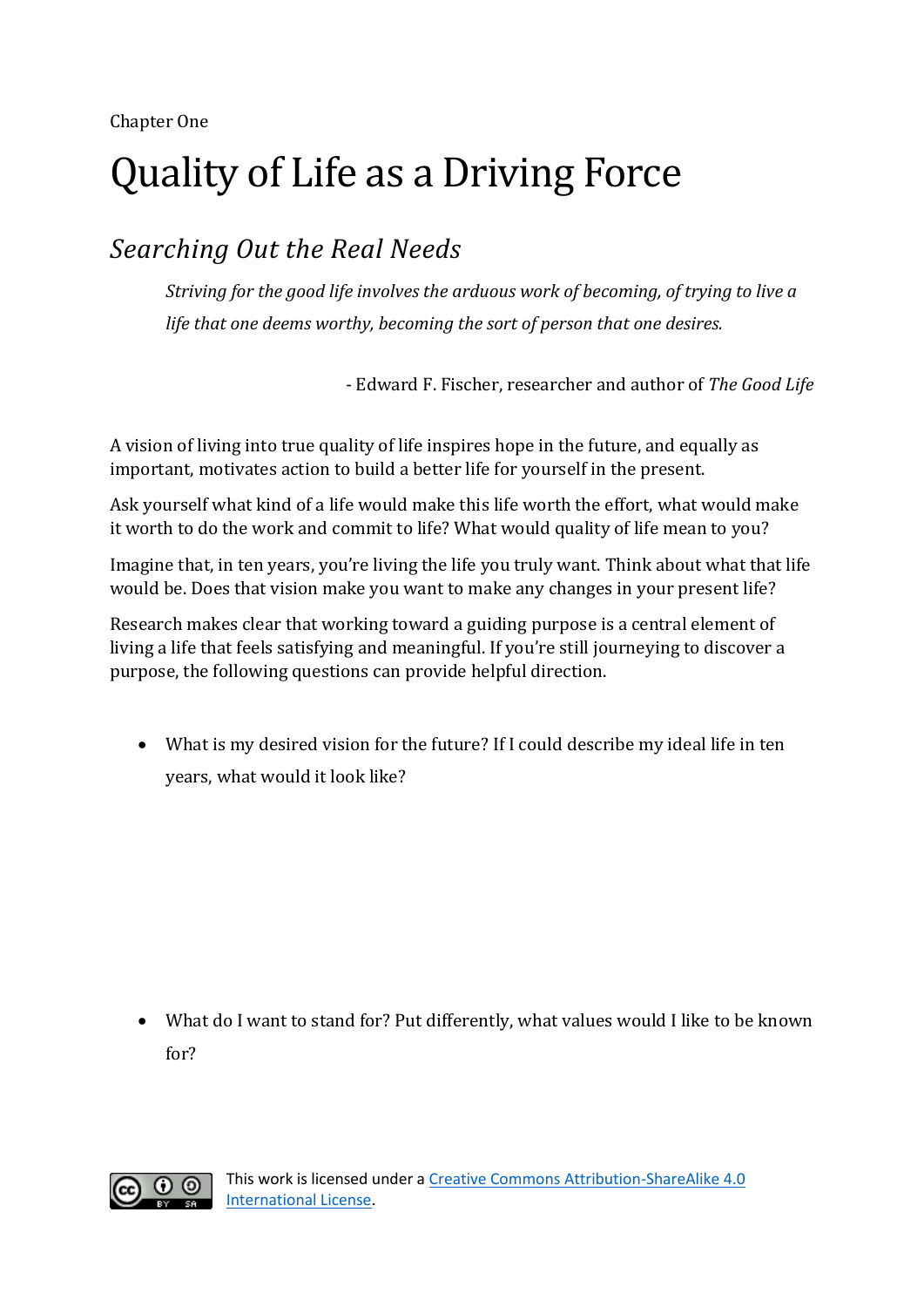Chapter One

# Quality of Life as a Driving Force

## *Searching Out the Real Needs*

> *Striving for the good life involves the arduous work of becoming, of trying to live a life that one deems worthy, becoming the sort of person that one desires.*
>
> - Edward F. Fischer, researcher and author of *The Good Life*

A vision of living into true quality of life inspires hope in the future, and equally as important, motivates action to build a better life for yourself in the present.

Ask yourself what kind of a life would make this life worth the effort, what would make it worth to do the work and commit to life? What would quality of life mean to you?

Imagine that, in ten years, you're living the life you truly want. Think about what that life would be. Does that vision make you want to make any changes in your present life?

Research makes clear that working toward a guiding purpose is a central element of living a life that feels satisfying and meaningful. If you're still journeying to discover a purpose, the following questions can provide helpful direction.

- What is my desired vision for the future? If I could describe my ideal life in ten years, what would it look like?

- What do I want to stand for? Put differently, what values would I like to be known for?

This work is licensed under a [Creative Commons Attribution-ShareAlike 4.0 International License](https://creativecommons.org/licenses/by-sa/4.0/).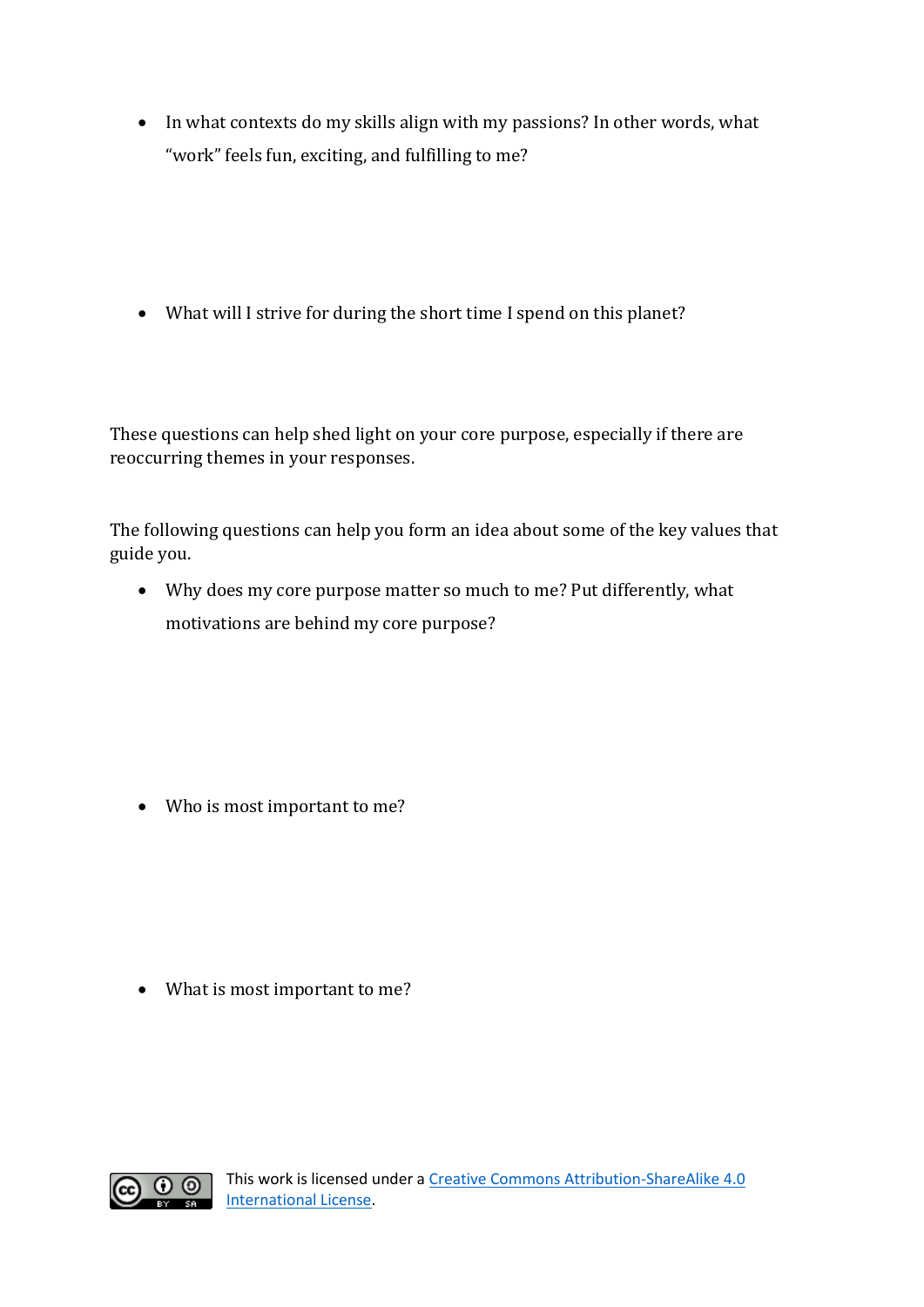- In what contexts do my skills align with my passions? In other words, what "work" feels fun, exciting, and fulfilling to me?

- What will I strive for during the short time I spend on this planet?

These questions can help shed light on your core purpose, especially if there are reoccurring themes in your responses.

The following questions can help you form an idea about some of the key values that guide you.

- Why does my core purpose matter so much to me? Put differently, what motivations are behind my core purpose?

- Who is most important to me?

- What is most important to me?

This work is licensed under a [Creative Commons Attribution-ShareAlike 4.0 International License](https://creativecommons.org/licenses/by-sa/4.0/).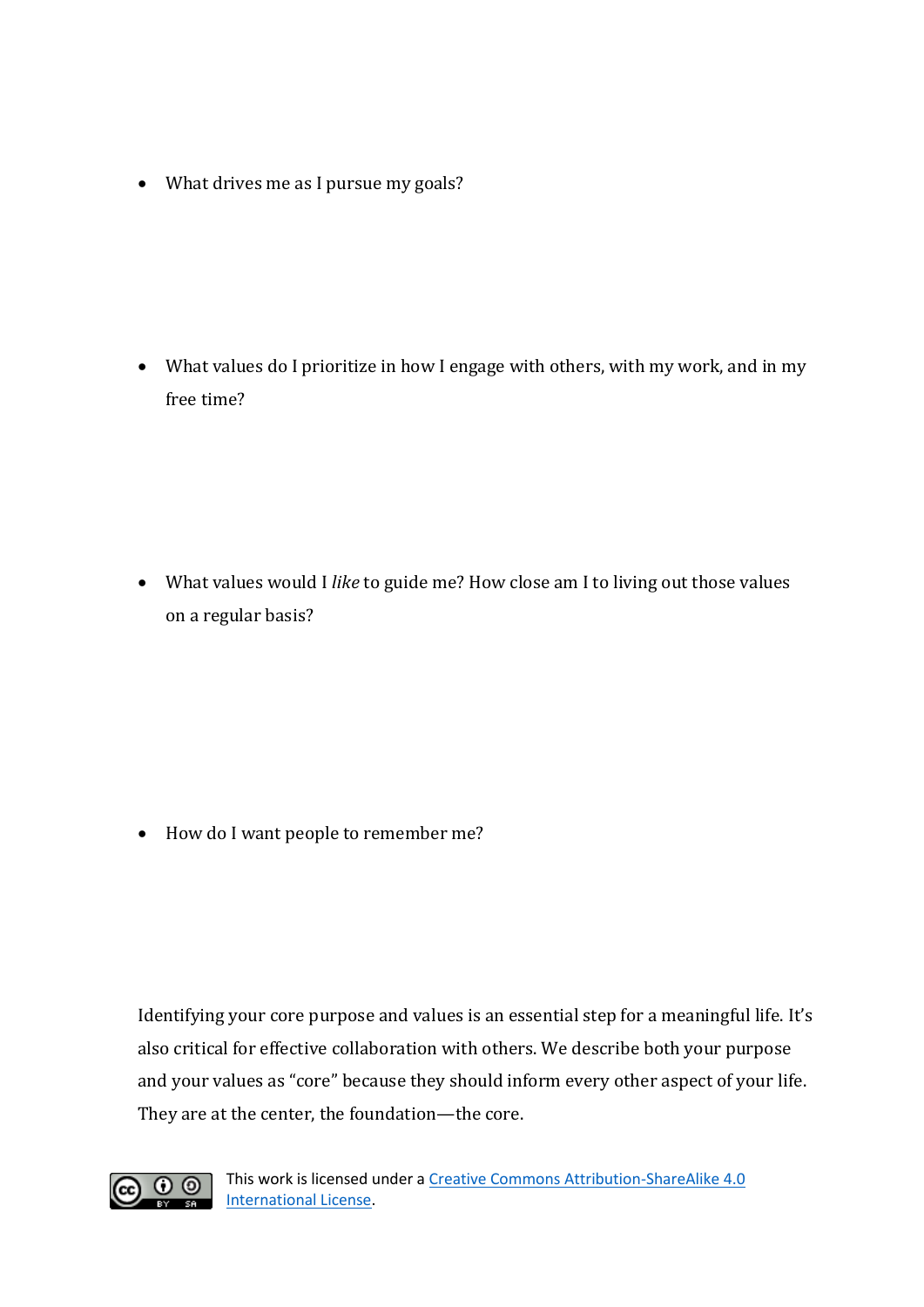- What drives me as I pursue my goals?

- What values do I prioritize in how I engage with others, with my work, and in my free time?

- What values would I *like* to guide me? How close am I to living out those values on a regular basis?

- How do I want people to remember me?

Identifying your core purpose and values is an essential step for a meaningful life. It's also critical for effective collaboration with others. We describe both your purpose and your values as "core" because they should inform every other aspect of your life. They are at the center, the foundation—the core.

This work is licensed under a [Creative Commons Attribution-ShareAlike 4.0 International License](https://creativecommons.org/licenses/by-sa/4.0/).